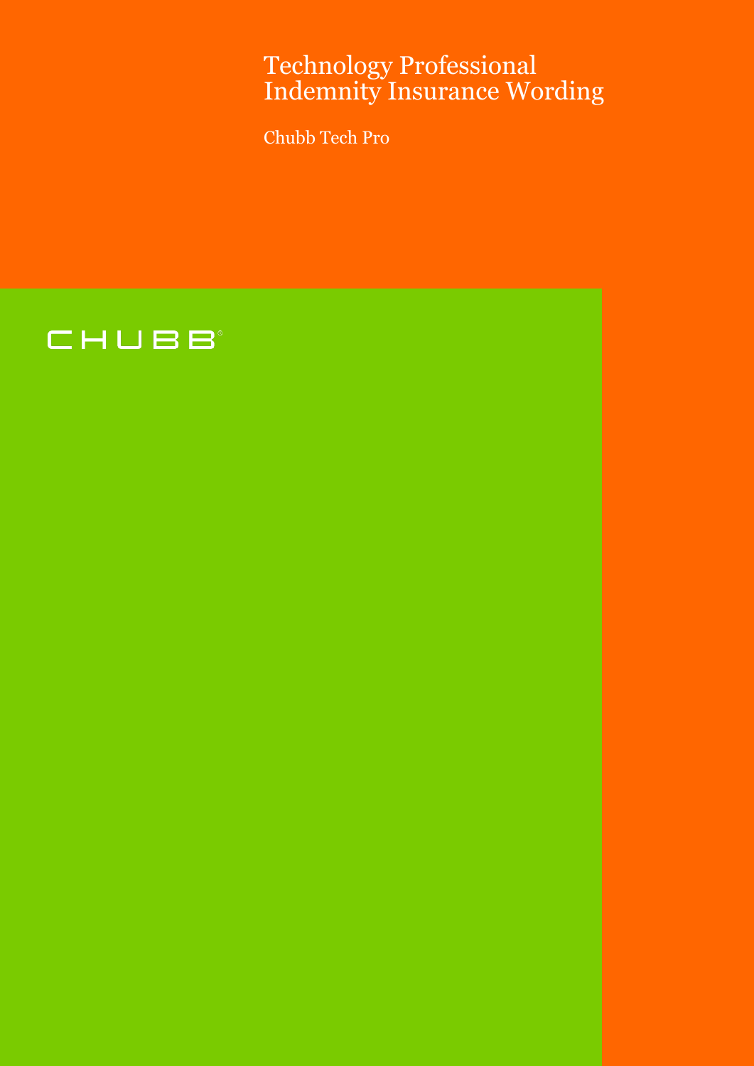# Technology Professional Indemnity Insurance Wording

Chubb Tech Pro

CHUBB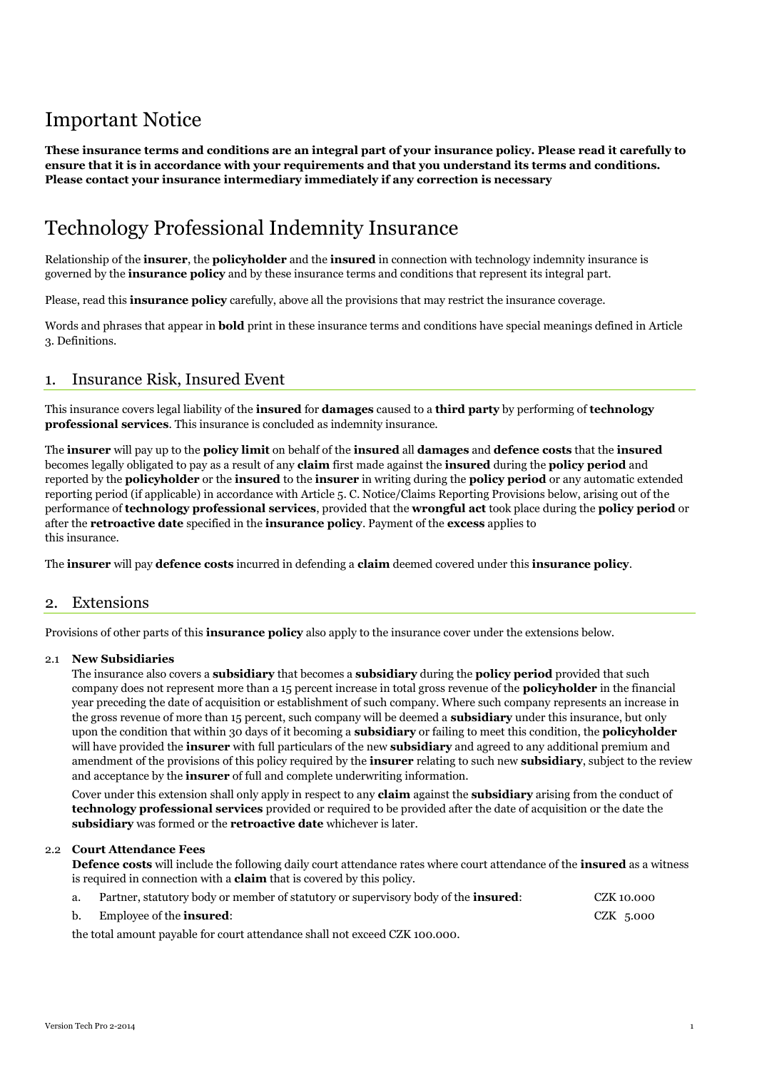# Important Notice

**These insurance terms and conditions are an integral part of your insurance policy. Please read it carefully to ensure that it is in accordance with your requirements and that you understand its terms and conditions. Please contact your insurance intermediary immediately if any correction is necessary**

# Technology Professional Indemnity Insurance

Relationship of the **insurer**, the **policyholder** and the **insured** in connection with technology indemnity insurance is governed by the **insurance policy** and by these insurance terms and conditions that represent its integral part.

Please, read this **insurance policy** carefully, above all the provisions that may restrict the insurance coverage.

Words and phrases that appear in **bold** print in these insurance terms and conditions have special meanings defined in Article 3. Definitions.

## 1. Insurance Risk, Insured Event

This insurance covers legal liability of the **insured** for **damages** caused to a **third party** by performing of **technology professional services**. This insurance is concluded as indemnity insurance.

The **insurer** will pay up to the **policy limit** on behalf of the **insured** all **damages** and **defence costs** that the **insured** becomes legally obligated to pay as a result of any **claim** first made against the **insured** during the **policy period** and reported by the **policyholder** or the **insured** to the **insurer** in writing during the **policy period** or any automatic extended reporting period (if applicable) in accordance with Article 5. C. Notice/Claims Reporting Provisions below, arising out of the performance of **technology professional services**, provided that the **wrongful act** took place during the **policy period** or after the **retroactive date** specified in the **insurance policy**. Payment of the **excess** applies to this insurance.

The **insurer** will pay **defence costs** incurred in defending a **claim** deemed covered under this **insurance policy**.

## 2. Extensions

Provisions of other parts of this **insurance policy** also apply to the insurance cover under the extensions below.

2.1 **New Subsidiaries**

The insurance also covers a **subsidiary** that becomes a **subsidiary** during the **policy period** provided that such company does not represent more than a 15 percent increase in total gross revenue of the **policyholder** in the financial year preceding the date of acquisition or establishment of such company. Where such company represents an increase in the gross revenue of more than 15 percent, such company will be deemed a **subsidiary** under this insurance, but only upon the condition that within 30 days of it becoming a **subsidiary** or failing to meet this condition, the **policyholder** will have provided the **insurer** with full particulars of the new **subsidiary** and agreed to any additional premium and amendment of the provisions of this policy required by the **insurer** relating to such new **subsidiary**, subject to the review and acceptance by the **insurer** of full and complete underwriting information.

Cover under this extension shall only apply in respect to any **claim** against the **subsidiary** arising from the conduct of **technology professional services** provided or required to be provided after the date of acquisition or the date the **subsidiary** was formed or the **retroactive date** whichever is later.

2.2 **Court Attendance Fees**

**Defence costs** will include the following daily court attendance rates where court attendance of the **insured** as a witness is required in connection with a **claim** that is covered by this policy.

a. Partner, statutory body or member of statutory or supervisory body of the **insured**: CZK 10.000

b. Employee of the **insured**: CZK 5.000

the total amount payable for court attendance shall not exceed CZK 100.000.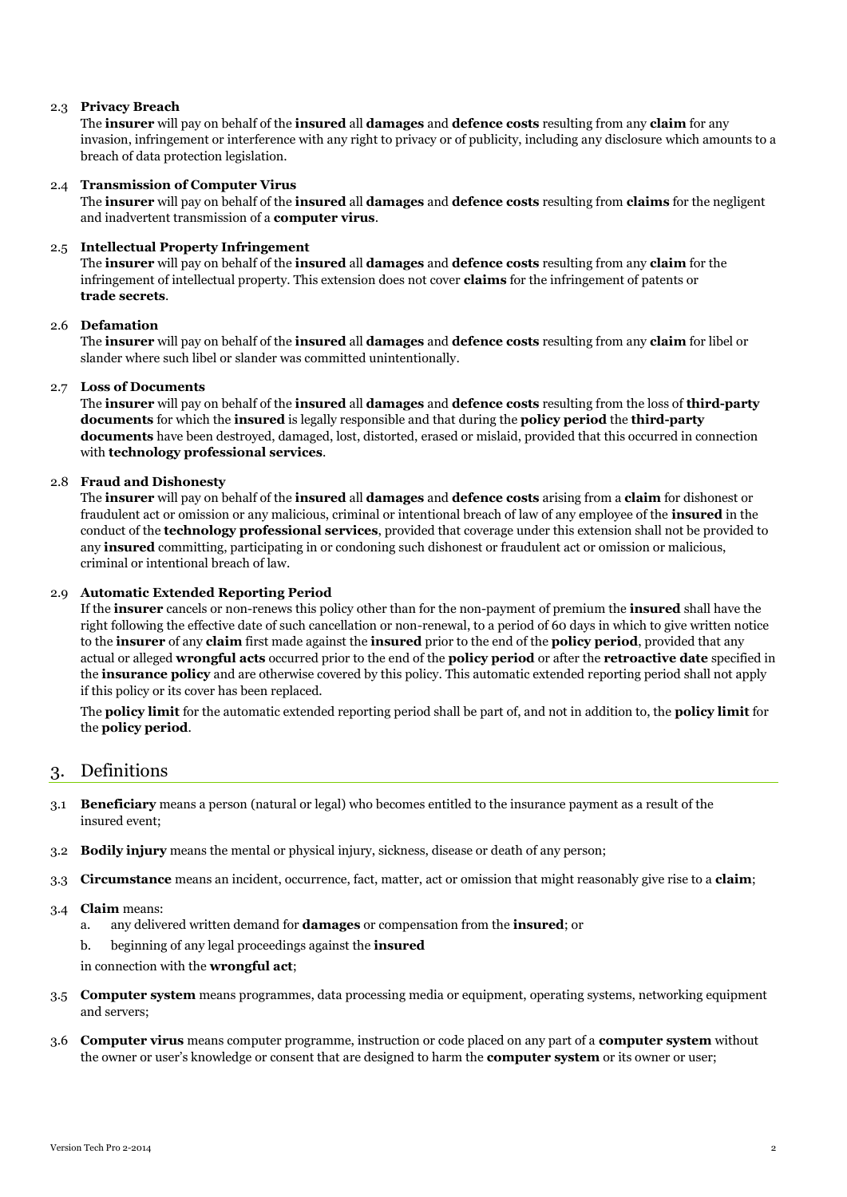2.3 **Privacy Breach**
The **insurer** will pay on behalf of the **insured** all **damages** and **defence costs** resulting from any **claim** for any invasion, infringement or interference with any right to privacy or of publicity, including any disclosure which amounts to a breach of data protection legislation.

2.4 **Transmission of Computer Virus**
The **insurer** will pay on behalf of the **insured** all **damages** and **defence costs** resulting from **claims** for the negligent and inadvertent transmission of a **computer virus**.

2.5 **Intellectual Property Infringement**
The **insurer** will pay on behalf of the **insured** all **damages** and **defence costs** resulting from any **claim** for the infringement of intellectual property. This extension does not cover **claims** for the infringement of patents or **trade secrets**.

2.6 **Defamation**
The **insurer** will pay on behalf of the **insured** all **damages** and **defence costs** resulting from any **claim** for libel or slander where such libel or slander was committed unintentionally.

2.7 **Loss of Documents**
The **insurer** will pay on behalf of the **insured** all **damages** and **defence costs** resulting from the loss of **third-party documents** for which the **insured** is legally responsible and that during the **policy period** the **third-party documents** have been destroyed, damaged, lost, distorted, erased or mislaid, provided that this occurred in connection with **technology professional services**.

2.8 **Fraud and Dishonesty**
The **insurer** will pay on behalf of the **insured** all **damages** and **defence costs** arising from a **claim** for dishonest or fraudulent act or omission or any malicious, criminal or intentional breach of law of any employee of the **insured** in the conduct of the **technology professional services**, provided that coverage under this extension shall not be provided to any **insured** committing, participating in or condoning such dishonest or fraudulent act or omission or malicious, criminal or intentional breach of law.

2.9 **Automatic Extended Reporting Period**
If the **insurer** cancels or non-renews this policy other than for the non-payment of premium the **insured** shall have the right following the effective date of such cancellation or non-renewal, to a period of 60 days in which to give written notice to the **insurer** of any **claim** first made against the **insured** prior to the end of the **policy period**, provided that any actual or alleged **wrongful acts** occurred prior to the end of the **policy period** or after the **retroactive date** specified in the **insurance policy** and are otherwise covered by this policy. This automatic extended reporting period shall not apply if this policy or its cover has been replaced.

The **policy limit** for the automatic extended reporting period shall be part of, and not in addition to, the **policy limit** for the **policy period**.

## 3. Definitions

3.1 **Beneficiary** means a person (natural or legal) who becomes entitled to the insurance payment as a result of the insured event;

3.2 **Bodily injury** means the mental or physical injury, sickness, disease or death of any person;

3.3 **Circumstance** means an incident, occurrence, fact, matter, act or omission that might reasonably give rise to a **claim**;

3.4 **Claim** means:

a. any delivered written demand for **damages** or compensation from the **insured**; or

b. beginning of any legal proceedings against the **insured**

in connection with the **wrongful act**;

3.5 **Computer system** means programmes, data processing media or equipment, operating systems, networking equipment and servers;

3.6 **Computer virus** means computer programme, instruction or code placed on any part of a **computer system** without the owner or user's knowledge or consent that are designed to harm the **computer system** or its owner or user;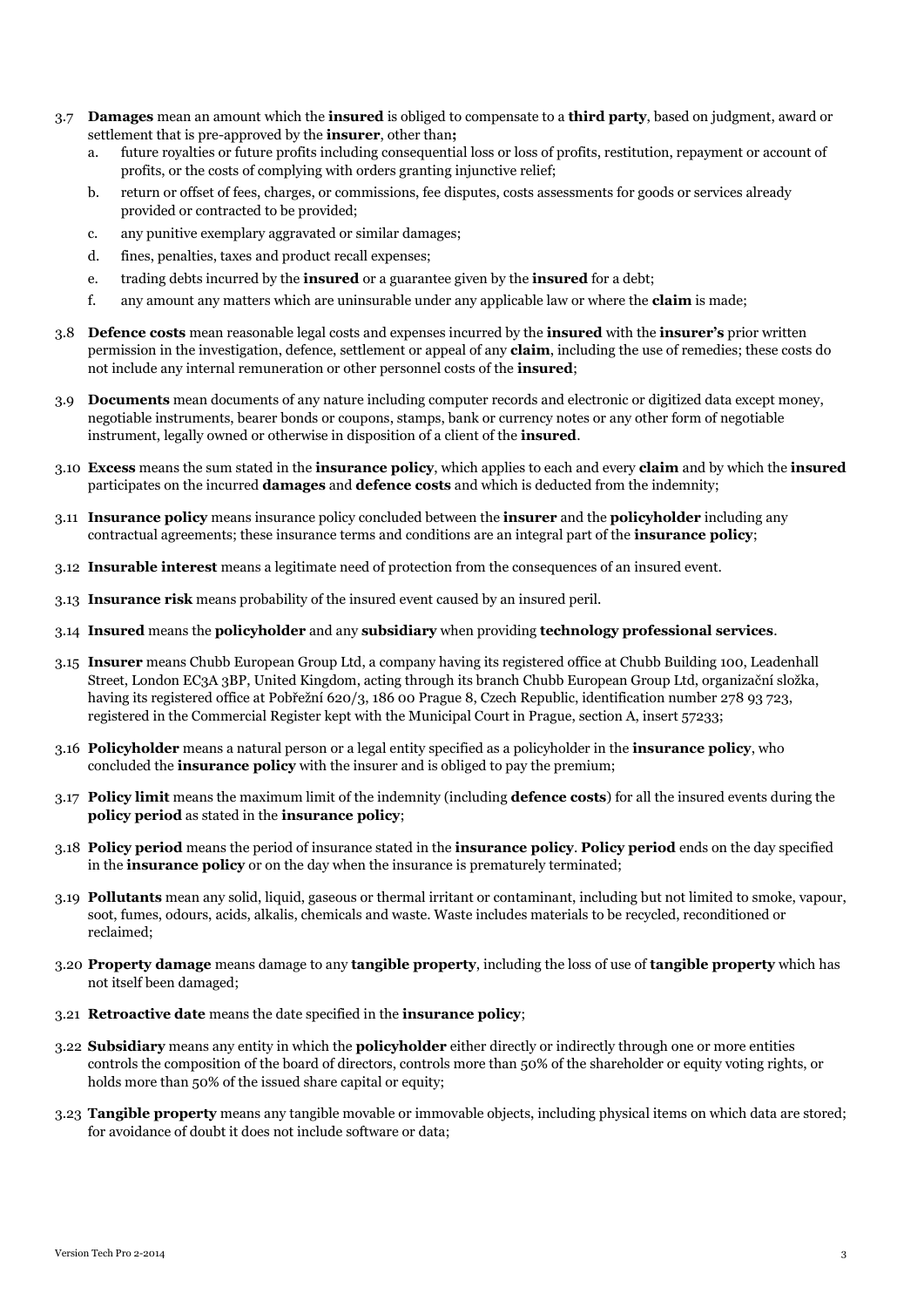3.7 **Damages** mean an amount which the **insured** is obliged to compensate to a **third party**, based on judgment, award or settlement that is pre-approved by the **insurer**, other than**;**

a. future royalties or future profits including consequential loss or loss of profits, restitution, repayment or account of profits, or the costs of complying with orders granting injunctive relief;

b. return or offset of fees, charges, or commissions, fee disputes, costs assessments for goods or services already provided or contracted to be provided;

c. any punitive exemplary aggravated or similar damages;

d. fines, penalties, taxes and product recall expenses;

e. trading debts incurred by the **insured** or a guarantee given by the **insured** for a debt;

f. any amount any matters which are uninsurable under any applicable law or where the **claim** is made;

3.8 **Defence costs** mean reasonable legal costs and expenses incurred by the **insured** with the **insurer's** prior written permission in the investigation, defence, settlement or appeal of any **claim**, including the use of remedies; these costs do not include any internal remuneration or other personnel costs of the **insured**;

3.9 **Documents** mean documents of any nature including computer records and electronic or digitized data except money, negotiable instruments, bearer bonds or coupons, stamps, bank or currency notes or any other form of negotiable instrument, legally owned or otherwise in disposition of a client of the **insured**.

3.10 **Excess** means the sum stated in the **insurance policy**, which applies to each and every **claim** and by which the **insured** participates on the incurred **damages** and **defence costs** and which is deducted from the indemnity;

3.11 **Insurance policy** means insurance policy concluded between the **insurer** and the **policyholder** including any contractual agreements; these insurance terms and conditions are an integral part of the **insurance policy**;

3.12 **Insurable interest** means a legitimate need of protection from the consequences of an insured event.

3.13 **Insurance risk** means probability of the insured event caused by an insured peril.

3.14 **Insured** means the **policyholder** and any **subsidiary** when providing **technology professional services**.

3.15 **Insurer** means Chubb European Group Ltd, a company having its registered office at Chubb Building 100, Leadenhall Street, London EC3A 3BP, United Kingdom, acting through its branch Chubb European Group Ltd, organizační složka, having its registered office at Pobřežní 620/3, 186 00 Prague 8, Czech Republic, identification number 278 93 723, registered in the Commercial Register kept with the Municipal Court in Prague, section A, insert 57233;

3.16 **Policyholder** means a natural person or a legal entity specified as a policyholder in the **insurance policy**, who concluded the **insurance policy** with the insurer and is obliged to pay the premium;

3.17 **Policy limit** means the maximum limit of the indemnity (including **defence costs**) for all the insured events during the **policy period** as stated in the **insurance policy**;

3.18 **Policy period** means the period of insurance stated in the **insurance policy**. **Policy period** ends on the day specified in the **insurance policy** or on the day when the insurance is prematurely terminated;

3.19 **Pollutants** mean any solid, liquid, gaseous or thermal irritant or contaminant, including but not limited to smoke, vapour, soot, fumes, odours, acids, alkalis, chemicals and waste. Waste includes materials to be recycled, reconditioned or reclaimed;

3.20 **Property damage** means damage to any **tangible property**, including the loss of use of **tangible property** which has not itself been damaged;

3.21 **Retroactive date** means the date specified in the **insurance policy**;

3.22 **Subsidiary** means any entity in which the **policyholder** either directly or indirectly through one or more entities controls the composition of the board of directors, controls more than 50% of the shareholder or equity voting rights, or holds more than 50% of the issued share capital or equity;

3.23 **Tangible property** means any tangible movable or immovable objects, including physical items on which data are stored; for avoidance of doubt it does not include software or data;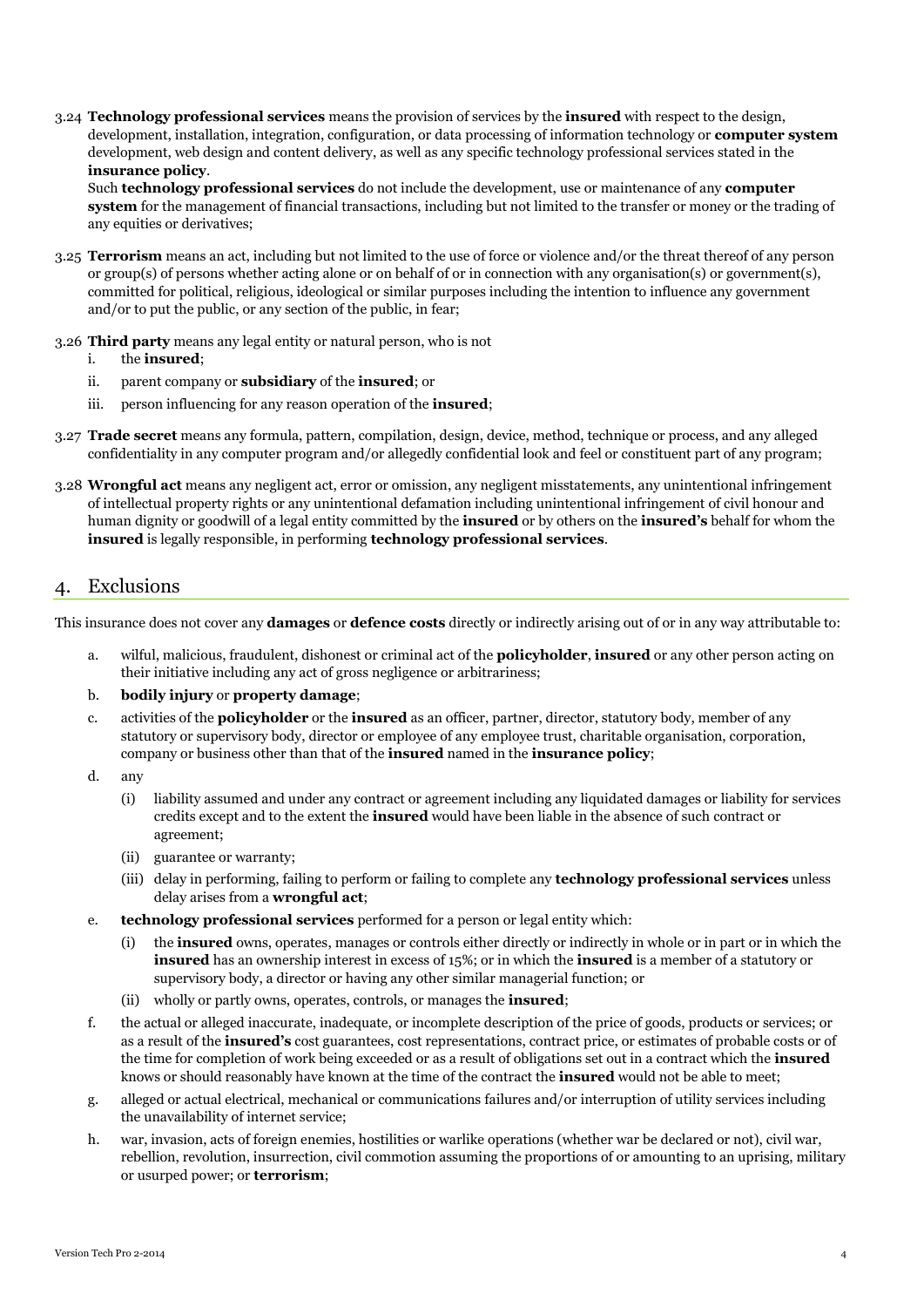3.24 **Technology professional services** means the provision of services by the **insured** with respect to the design, development, installation, integration, configuration, or data processing of information technology or **computer system** development, web design and content delivery, as well as any specific technology professional services stated in the **insurance policy**.
Such **technology professional services** do not include the development, use or maintenance of any **computer system** for the management of financial transactions, including but not limited to the transfer or money or the trading of any equities or derivatives;

3.25 **Terrorism** means an act, including but not limited to the use of force or violence and/or the threat thereof of any person or group(s) of persons whether acting alone or on behalf of or in connection with any organisation(s) or government(s), committed for political, religious, ideological or similar purposes including the intention to influence any government and/or to put the public, or any section of the public, in fear;

3.26 **Third party** means any legal entity or natural person, who is not
   i. the **insured**;
   ii. parent company or **subsidiary** of the **insured**; or
   iii. person influencing for any reason operation of the **insured**;

3.27 **Trade secret** means any formula, pattern, compilation, design, device, method, technique or process, and any alleged confidentiality in any computer program and/or allegedly confidential look and feel or constituent part of any program;

3.28 **Wrongful act** means any negligent act, error or omission, any negligent misstatements, any unintentional infringement of intellectual property rights or any unintentional defamation including unintentional infringement of civil honour and human dignity or goodwill of a legal entity committed by the **insured** or by others on the **insured's** behalf for whom the **insured** is legally responsible, in performing **technology professional services**.

## 4. Exclusions

This insurance does not cover any **damages** or **defence costs** directly or indirectly arising out of or in any way attributable to:

a. wilful, malicious, fraudulent, dishonest or criminal act of the **policyholder**, **insured** or any other person acting on their initiative including any act of gross negligence or arbitrariness;

b. **bodily injury** or **property damage**;

c. activities of the **policyholder** or the **insured** as an officer, partner, director, statutory body, member of any statutory or supervisory body, director or employee of any employee trust, charitable organisation, corporation, company or business other than that of the **insured** named in the **insurance policy**;

d. any
   (i) liability assumed and under any contract or agreement including any liquidated damages or liability for services credits except and to the extent the **insured** would have been liable in the absence of such contract or agreement;
   (ii) guarantee or warranty;
   (iii) delay in performing, failing to perform or failing to complete any **technology professional services** unless delay arises from a **wrongful act**;

e. **technology professional services** performed for a person or legal entity which:
   (i) the **insured** owns, operates, manages or controls either directly or indirectly in whole or in part or in which the **insured** has an ownership interest in excess of 15%; or in which the **insured** is a member of a statutory or supervisory body, a director or having any other similar managerial function; or
   (ii) wholly or partly owns, operates, controls, or manages the **insured**;

f. the actual or alleged inaccurate, inadequate, or incomplete description of the price of goods, products or services; or as a result of the **insured's** cost guarantees, cost representations, contract price, or estimates of probable costs or of the time for completion of work being exceeded or as a result of obligations set out in a contract which the **insured** knows or should reasonably have known at the time of the contract the **insured** would not be able to meet;

g. alleged or actual electrical, mechanical or communications failures and/or interruption of utility services including the unavailability of internet service;

h. war, invasion, acts of foreign enemies, hostilities or warlike operations (whether war be declared or not), civil war, rebellion, revolution, insurrection, civil commotion assuming the proportions of or amounting to an uprising, military or usurped power; or **terrorism**;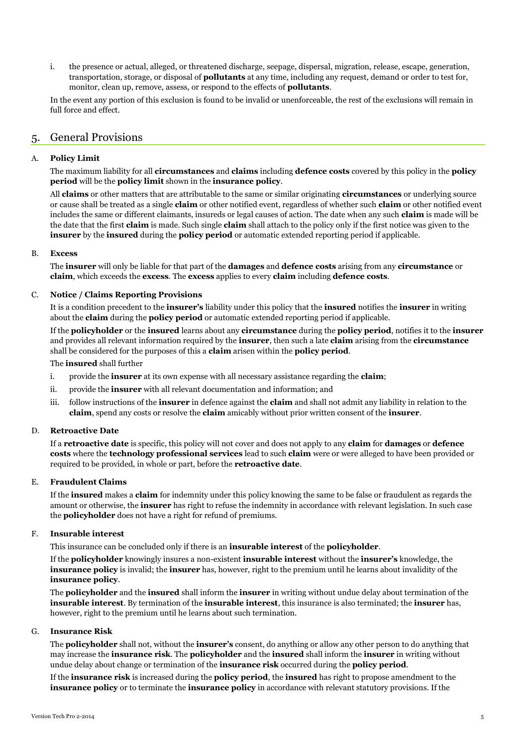i. the presence or actual, alleged, or threatened discharge, seepage, dispersal, migration, release, escape, generation, transportation, storage, or disposal of **pollutants** at any time, including any request, demand or order to test for, monitor, clean up, remove, assess, or respond to the effects of **pollutants**.

In the event any portion of this exclusion is found to be invalid or unenforceable, the rest of the exclusions will remain in full force and effect.

## 5. General Provisions

### A. Policy Limit

The maximum liability for all **circumstances** and **claims** including **defence costs** covered by this policy in the **policy period** will be the **policy limit** shown in the **insurance policy**.

All **claims** or other matters that are attributable to the same or similar originating **circumstances** or underlying source or cause shall be treated as a single **claim** or other notified event, regardless of whether such **claim** or other notified event includes the same or different claimants, insureds or legal causes of action. The date when any such **claim** is made will be the date that the first **claim** is made. Such single **claim** shall attach to the policy only if the first notice was given to the **insurer** by the **insured** during the **policy period** or automatic extended reporting period if applicable.

### B. Excess

The **insurer** will only be liable for that part of the **damages** and **defence costs** arising from any **circumstance** or **claim**, which exceeds the **excess**. The **excess** applies to every **claim** including **defence costs**.

### C. Notice / Claims Reporting Provisions

It is a condition precedent to the **insurer's** liability under this policy that the **insured** notifies the **insurer** in writing about the **claim** during the **policy period** or automatic extended reporting period if applicable.

If the **policyholder** or the **insured** learns about any **circumstance** during the **policy period**, notifies it to the **insurer** and provides all relevant information required by the **insurer**, then such a late **claim** arising from the **circumstance** shall be considered for the purposes of this a **claim** arisen within the **policy period**.

The **insured** shall further

i. provide the **insurer** at its own expense with all necessary assistance regarding the **claim**;
ii. provide the **insurer** with all relevant documentation and information; and
iii. follow instructions of the **insurer** in defence against the **claim** and shall not admit any liability in relation to the **claim**, spend any costs or resolve the **claim** amicably without prior written consent of the **insurer**.

### D. Retroactive Date

If a **retroactive date** is specific, this policy will not cover and does not apply to any **claim** for **damages** or **defence costs** where the **technology professional services** lead to such **claim** were or were alleged to have been provided or required to be provided, in whole or part, before the **retroactive date**.

### E. Fraudulent Claims

If the **insured** makes a **claim** for indemnity under this policy knowing the same to be false or fraudulent as regards the amount or otherwise, the **insurer** has right to refuse the indemnity in accordance with relevant legislation. In such case the **policyholder** does not have a right for refund of premiums.

### F. Insurable interest

This insurance can be concluded only if there is an **insurable interest** of the **policyholder**.

If the **policyholder** knowingly insures a non-existent **insurable interest** without the **insurer's** knowledge, the **insurance policy** is invalid; the **insurer** has, however, right to the premium until he learns about invalidity of the **insurance policy**.

The **policyholder** and the **insured** shall inform the **insurer** in writing without undue delay about termination of the **insurable interest**. By termination of the **insurable interest**, this insurance is also terminated; the **insurer** has, however, right to the premium until he learns about such termination.

### G. Insurance Risk

The **policyholder** shall not, without the **insurer's** consent, do anything or allow any other person to do anything that may increase the **insurance risk**. The **policyholder** and the **insured** shall inform the **insurer** in writing without undue delay about change or termination of the **insurance risk** occurred during the **policy period**.

If the **insurance risk** is increased during the **policy period**, the **insured** has right to propose amendment to the **insurance policy** or to terminate the **insurance policy** in accordance with relevant statutory provisions. If the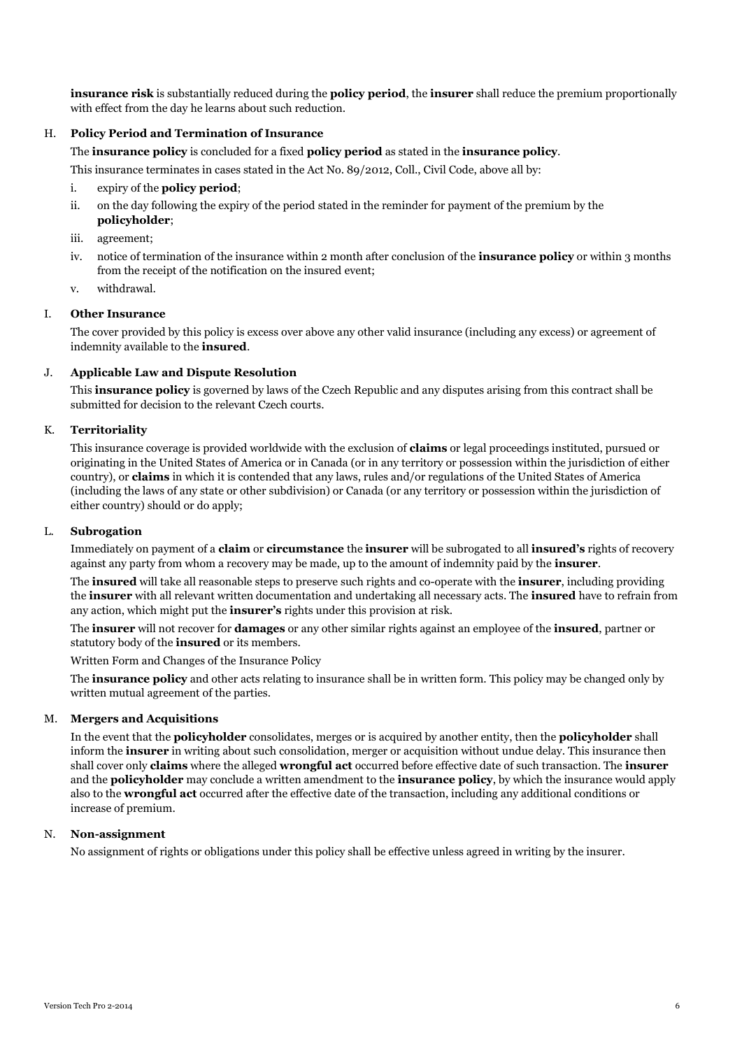**insurance risk** is substantially reduced during the **policy period**, the **insurer** shall reduce the premium proportionally with effect from the day he learns about such reduction.

H. **Policy Period and Termination of Insurance**

The **insurance policy** is concluded for a fixed **policy period** as stated in the **insurance policy**.

This insurance terminates in cases stated in the Act No. 89/2012, Coll., Civil Code, above all by:

i. expiry of the **policy period**;

ii. on the day following the expiry of the period stated in the reminder for payment of the premium by the **policyholder**;

iii. agreement;

iv. notice of termination of the insurance within 2 month after conclusion of the **insurance policy** or within 3 months from the receipt of the notification on the insured event;

v. withdrawal.

I. **Other Insurance**

The cover provided by this policy is excess over above any other valid insurance (including any excess) or agreement of indemnity available to the **insured**.

J. **Applicable Law and Dispute Resolution**

This **insurance policy** is governed by laws of the Czech Republic and any disputes arising from this contract shall be submitted for decision to the relevant Czech courts.

K. **Territoriality**

This insurance coverage is provided worldwide with the exclusion of **claims** or legal proceedings instituted, pursued or originating in the United States of America or in Canada (or in any territory or possession within the jurisdiction of either country), or **claims** in which it is contended that any laws, rules and/or regulations of the United States of America (including the laws of any state or other subdivision) or Canada (or any territory or possession within the jurisdiction of either country) should or do apply;

L. **Subrogation**

Immediately on payment of a **claim** or **circumstance** the **insurer** will be subrogated to all **insured's** rights of recovery against any party from whom a recovery may be made, up to the amount of indemnity paid by the **insurer**.

The **insured** will take all reasonable steps to preserve such rights and co-operate with the **insurer**, including providing the **insurer** with all relevant written documentation and undertaking all necessary acts. The **insured** have to refrain from any action, which might put the **insurer's** rights under this provision at risk.

The **insurer** will not recover for **damages** or any other similar rights against an employee of the **insured**, partner or statutory body of the **insured** or its members.

Written Form and Changes of the Insurance Policy

The **insurance policy** and other acts relating to insurance shall be in written form. This policy may be changed only by written mutual agreement of the parties.

M. **Mergers and Acquisitions**

In the event that the **policyholder** consolidates, merges or is acquired by another entity, then the **policyholder** shall inform the **insurer** in writing about such consolidation, merger or acquisition without undue delay. This insurance then shall cover only **claims** where the alleged **wrongful act** occurred before effective date of such transaction. The **insurer** and the **policyholder** may conclude a written amendment to the **insurance policy**, by which the insurance would apply also to the **wrongful act** occurred after the effective date of the transaction, including any additional conditions or increase of premium.

N. **Non-assignment**

No assignment of rights or obligations under this policy shall be effective unless agreed in writing by the insurer.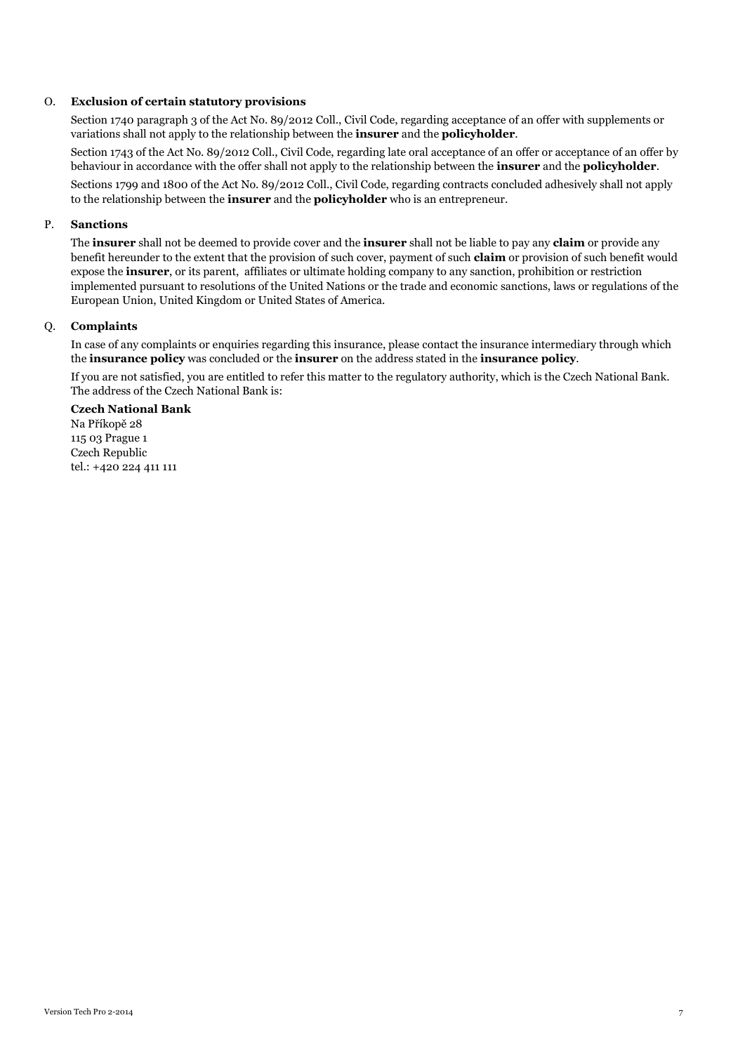## O. Exclusion of certain statutory provisions

Section 1740 paragraph 3 of the Act No. 89/2012 Coll., Civil Code, regarding acceptance of an offer with supplements or variations shall not apply to the relationship between the **insurer** and the **policyholder**.

Section 1743 of the Act No. 89/2012 Coll., Civil Code, regarding late oral acceptance of an offer or acceptance of an offer by behaviour in accordance with the offer shall not apply to the relationship between the **insurer** and the **policyholder**.

Sections 1799 and 1800 of the Act No. 89/2012 Coll., Civil Code, regarding contracts concluded adhesively shall not apply to the relationship between the **insurer** and the **policyholder** who is an entrepreneur.

## P. Sanctions

The **insurer** shall not be deemed to provide cover and the **insurer** shall not be liable to pay any **claim** or provide any benefit hereunder to the extent that the provision of such cover, payment of such **claim** or provision of such benefit would expose the **insurer**, or its parent, affiliates or ultimate holding company to any sanction, prohibition or restriction implemented pursuant to resolutions of the United Nations or the trade and economic sanctions, laws or regulations of the European Union, United Kingdom or United States of America.

## Q. Complaints

In case of any complaints or enquiries regarding this insurance, please contact the insurance intermediary through which the **insurance policy** was concluded or the **insurer** on the address stated in the **insurance policy**.

If you are not satisfied, you are entitled to refer this matter to the regulatory authority, which is the Czech National Bank. The address of the Czech National Bank is:

**Czech National Bank**
Na Příkopě 28
115 03 Prague 1
Czech Republic
tel.: +420 224 411 111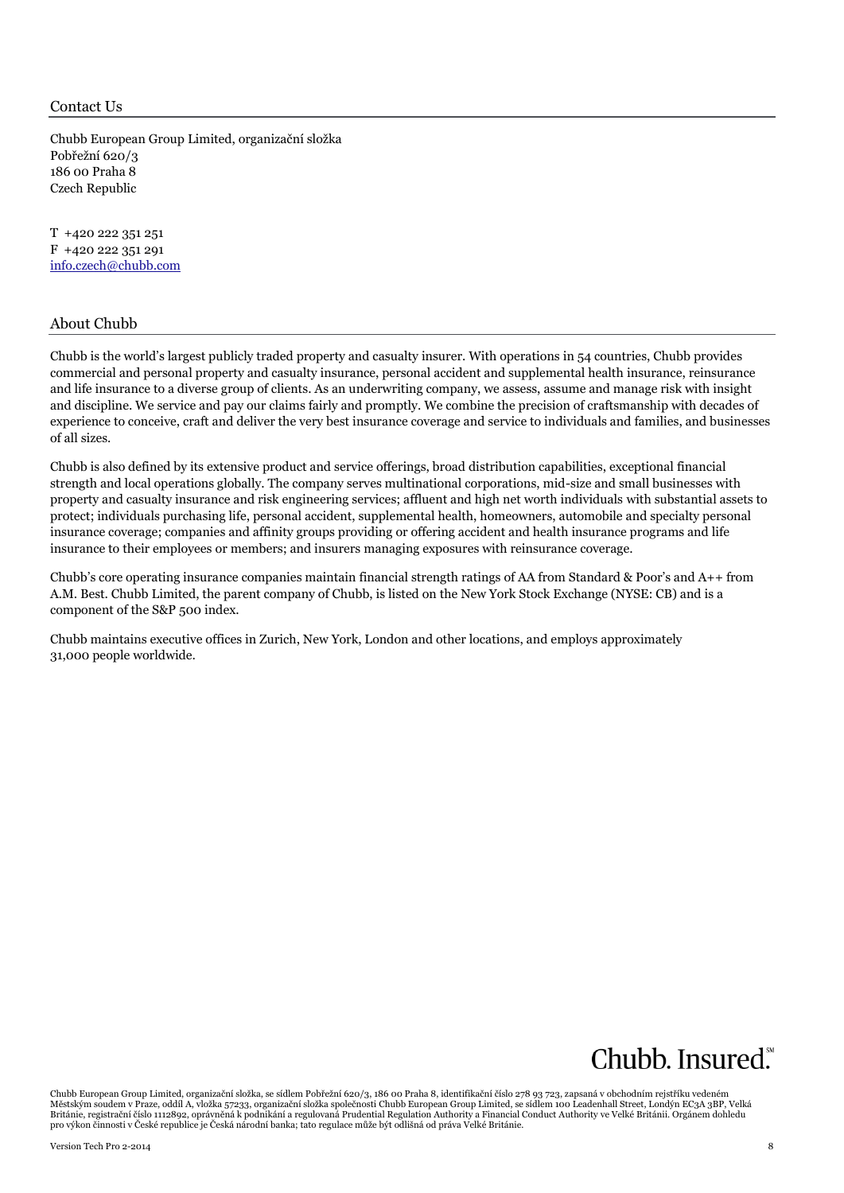## Contact Us

Chubb European Group Limited, organizační složka
Pobřežní 620/3
186 00 Praha 8
Czech Republic

T +420 222 351 251
F +420 222 351 291
info.czech@chubb.com

## About Chubb

Chubb is the world's largest publicly traded property and casualty insurer. With operations in 54 countries, Chubb provides commercial and personal property and casualty insurance, personal accident and supplemental health insurance, reinsurance and life insurance to a diverse group of clients. As an underwriting company, we assess, assume and manage risk with insight and discipline. We service and pay our claims fairly and promptly. We combine the precision of craftsmanship with decades of experience to conceive, craft and deliver the very best insurance coverage and service to individuals and families, and businesses of all sizes.

Chubb is also defined by its extensive product and service offerings, broad distribution capabilities, exceptional financial strength and local operations globally. The company serves multinational corporations, mid-size and small businesses with property and casualty insurance and risk engineering services; affluent and high net worth individuals with substantial assets to protect; individuals purchasing life, personal accident, supplemental health, homeowners, automobile and specialty personal insurance coverage; companies and affinity groups providing or offering accident and health insurance programs and life insurance to their employees or members; and insurers managing exposures with reinsurance coverage.

Chubb's core operating insurance companies maintain financial strength ratings of AA from Standard & Poor's and A++ from A.M. Best. Chubb Limited, the parent company of Chubb, is listed on the New York Stock Exchange (NYSE: CB) and is a component of the S&P 500 index.

Chubb maintains executive offices in Zurich, New York, London and other locations, and employs approximately 31,000 people worldwide.

Chubb. Insured.℠

Chubb European Group Limited, organizační složka, se sídlem Pobřežní 620/3, 186 00 Praha 8, identifikační číslo 278 93 723, zapsaná v obchodním rejstříku vedeném Městským soudem v Praze, oddíl A, vložka 57233, organizační složka společnosti Chubb European Group Limited, se sídlem 100 Leadenhall Street, Londýn EC3A 3BP, Velká Británie, registrační číslo 1112892, oprávněná k podnikání a regulovaná Prudential Regulation Authority a Financial Conduct Authority ve Velké Británii. Orgánem dohledu pro výkon činnosti v České republice je Česká národní banka; tato regulace může být odlišná od práva Velké Británie.

Version Tech Pro 2-2014